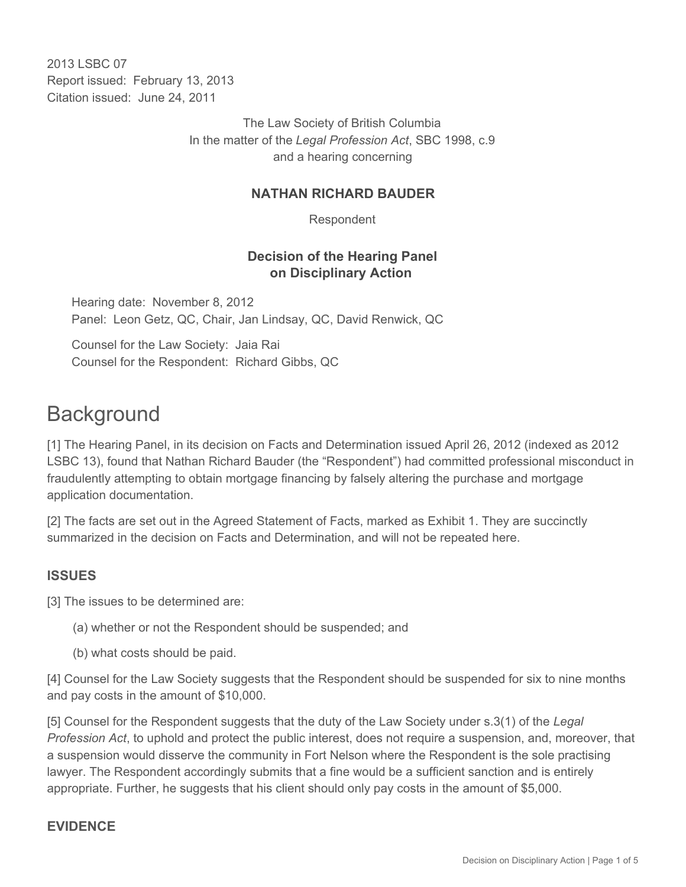2013 LSBC 07
Report issued: February 13, 2013
Citation issued: June 24, 2011

The Law Society of British Columbia
In the matter of the *Legal Profession Act*, SBC 1998, c.9
and a hearing concerning

**NATHAN RICHARD BAUDER**

Respondent

**Decision of the Hearing Panel**
**on Disciplinary Action**

Hearing date: November 8, 2012
Panel: Leon Getz, QC, Chair, Jan Lindsay, QC, David Renwick, QC

Counsel for the Law Society: Jaia Rai
Counsel for the Respondent: Richard Gibbs, QC

# Background

[1] The Hearing Panel, in its decision on Facts and Determination issued April 26, 2012 (indexed as 2012 LSBC 13), found that Nathan Richard Bauder (the "Respondent") had committed professional misconduct in fraudulently attempting to obtain mortgage financing by falsely altering the purchase and mortgage application documentation.

[2] The facts are set out in the Agreed Statement of Facts, marked as Exhibit 1. They are succinctly summarized in the decision on Facts and Determination, and will not be repeated here.

### ISSUES

[3] The issues to be determined are:

(a) whether or not the Respondent should be suspended; and

(b) what costs should be paid.

[4] Counsel for the Law Society suggests that the Respondent should be suspended for six to nine months and pay costs in the amount of $10,000.

[5] Counsel for the Respondent suggests that the duty of the Law Society under s.3(1) of the *Legal Profession Act*, to uphold and protect the public interest, does not require a suspension, and, moreover, that a suspension would disserve the community in Fort Nelson where the Respondent is the sole practising lawyer. The Respondent accordingly submits that a fine would be a sufficient sanction and is entirely appropriate. Further, he suggests that his client should only pay costs in the amount of $5,000.

### EVIDENCE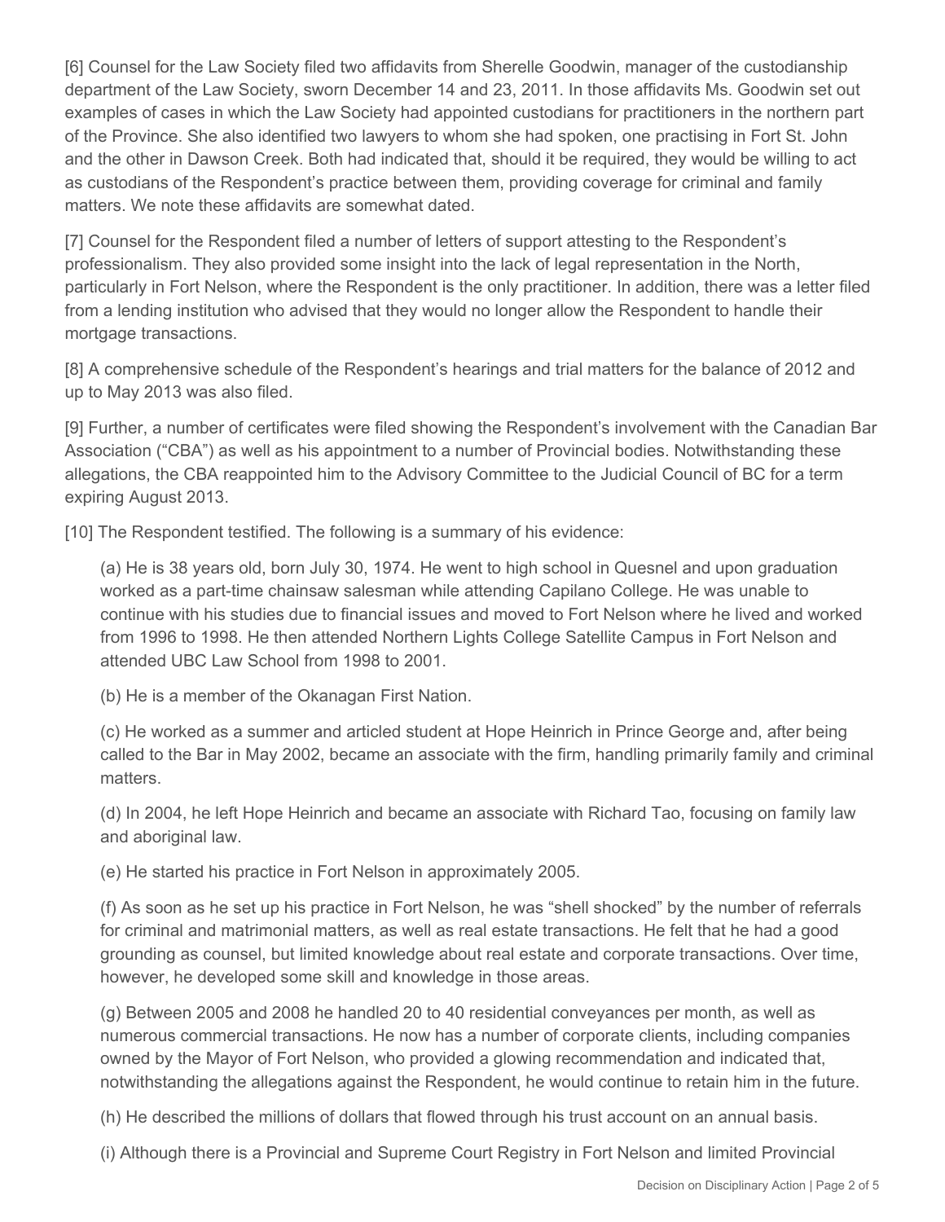[6] Counsel for the Law Society filed two affidavits from Sherelle Goodwin, manager of the custodianship department of the Law Society, sworn December 14 and 23, 2011. In those affidavits Ms. Goodwin set out examples of cases in which the Law Society had appointed custodians for practitioners in the northern part of the Province. She also identified two lawyers to whom she had spoken, one practising in Fort St. John and the other in Dawson Creek. Both had indicated that, should it be required, they would be willing to act as custodians of the Respondent's practice between them, providing coverage for criminal and family matters. We note these affidavits are somewhat dated.

[7] Counsel for the Respondent filed a number of letters of support attesting to the Respondent's professionalism. They also provided some insight into the lack of legal representation in the North, particularly in Fort Nelson, where the Respondent is the only practitioner. In addition, there was a letter filed from a lending institution who advised that they would no longer allow the Respondent to handle their mortgage transactions.

[8] A comprehensive schedule of the Respondent's hearings and trial matters for the balance of 2012 and up to May 2013 was also filed.

[9] Further, a number of certificates were filed showing the Respondent's involvement with the Canadian Bar Association ("CBA") as well as his appointment to a number of Provincial bodies. Notwithstanding these allegations, the CBA reappointed him to the Advisory Committee to the Judicial Council of BC for a term expiring August 2013.

[10] The Respondent testified. The following is a summary of his evidence:

(a) He is 38 years old, born July 30, 1974. He went to high school in Quesnel and upon graduation worked as a part-time chainsaw salesman while attending Capilano College. He was unable to continue with his studies due to financial issues and moved to Fort Nelson where he lived and worked from 1996 to 1998. He then attended Northern Lights College Satellite Campus in Fort Nelson and attended UBC Law School from 1998 to 2001.

(b) He is a member of the Okanagan First Nation.

(c) He worked as a summer and articled student at Hope Heinrich in Prince George and, after being called to the Bar in May 2002, became an associate with the firm, handling primarily family and criminal matters.

(d) In 2004, he left Hope Heinrich and became an associate with Richard Tao, focusing on family law and aboriginal law.

(e) He started his practice in Fort Nelson in approximately 2005.

(f) As soon as he set up his practice in Fort Nelson, he was "shell shocked" by the number of referrals for criminal and matrimonial matters, as well as real estate transactions. He felt that he had a good grounding as counsel, but limited knowledge about real estate and corporate transactions. Over time, however, he developed some skill and knowledge in those areas.

(g) Between 2005 and 2008 he handled 20 to 40 residential conveyances per month, as well as numerous commercial transactions. He now has a number of corporate clients, including companies owned by the Mayor of Fort Nelson, who provided a glowing recommendation and indicated that, notwithstanding the allegations against the Respondent, he would continue to retain him in the future.

(h) He described the millions of dollars that flowed through his trust account on an annual basis.

(i) Although there is a Provincial and Supreme Court Registry in Fort Nelson and limited Provincial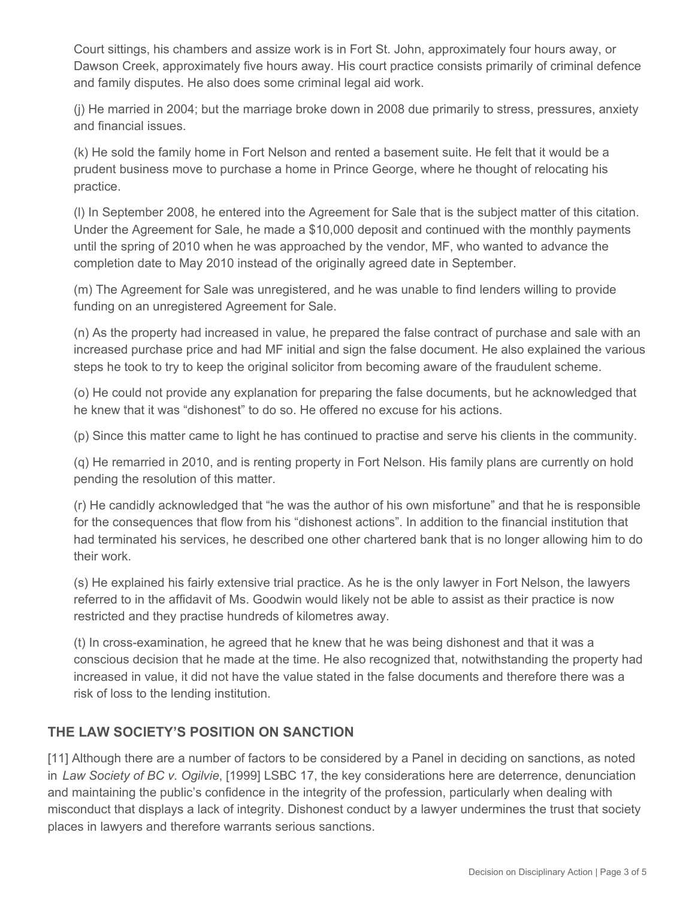Court sittings, his chambers and assize work is in Fort St. John, approximately four hours away, or Dawson Creek, approximately five hours away. His court practice consists primarily of criminal defence and family disputes. He also does some criminal legal aid work.

(j) He married in 2004; but the marriage broke down in 2008 due primarily to stress, pressures, anxiety and financial issues.

(k) He sold the family home in Fort Nelson and rented a basement suite. He felt that it would be a prudent business move to purchase a home in Prince George, where he thought of relocating his practice.

(l) In September 2008, he entered into the Agreement for Sale that is the subject matter of this citation. Under the Agreement for Sale, he made a $10,000 deposit and continued with the monthly payments until the spring of 2010 when he was approached by the vendor, MF, who wanted to advance the completion date to May 2010 instead of the originally agreed date in September.

(m) The Agreement for Sale was unregistered, and he was unable to find lenders willing to provide funding on an unregistered Agreement for Sale.

(n) As the property had increased in value, he prepared the false contract of purchase and sale with an increased purchase price and had MF initial and sign the false document. He also explained the various steps he took to try to keep the original solicitor from becoming aware of the fraudulent scheme.

(o) He could not provide any explanation for preparing the false documents, but he acknowledged that he knew that it was "dishonest" to do so. He offered no excuse for his actions.

(p) Since this matter came to light he has continued to practise and serve his clients in the community.

(q) He remarried in 2010, and is renting property in Fort Nelson. His family plans are currently on hold pending the resolution of this matter.

(r) He candidly acknowledged that "he was the author of his own misfortune" and that he is responsible for the consequences that flow from his "dishonest actions". In addition to the financial institution that had terminated his services, he described one other chartered bank that is no longer allowing him to do their work.

(s) He explained his fairly extensive trial practice. As he is the only lawyer in Fort Nelson, the lawyers referred to in the affidavit of Ms. Goodwin would likely not be able to assist as their practice is now restricted and they practise hundreds of kilometres away.

(t) In cross-examination, he agreed that he knew that he was being dishonest and that it was a conscious decision that he made at the time. He also recognized that, notwithstanding the property had increased in value, it did not have the value stated in the false documents and therefore there was a risk of loss to the lending institution.

## THE LAW SOCIETY'S POSITION ON SANCTION

[11] Although there are a number of factors to be considered by a Panel in deciding on sanctions, as noted in *Law Society of BC v. Ogilvie*, [1999] LSBC 17, the key considerations here are deterrence, denunciation and maintaining the public's confidence in the integrity of the profession, particularly when dealing with misconduct that displays a lack of integrity. Dishonest conduct by a lawyer undermines the trust that society places in lawyers and therefore warrants serious sanctions.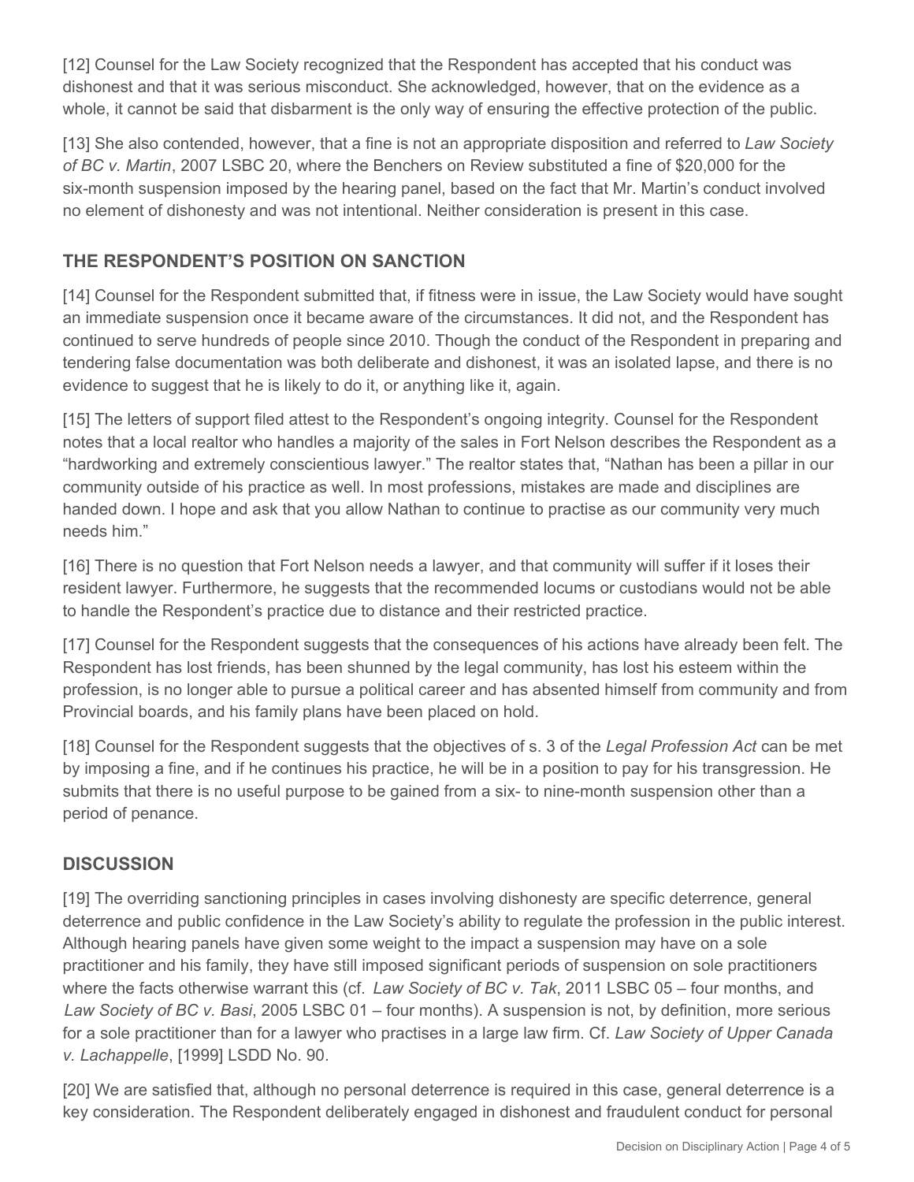[12] Counsel for the Law Society recognized that the Respondent has accepted that his conduct was dishonest and that it was serious misconduct. She acknowledged, however, that on the evidence as a whole, it cannot be said that disbarment is the only way of ensuring the effective protection of the public.

[13] She also contended, however, that a fine is not an appropriate disposition and referred to *Law Society of BC v. Martin*, 2007 LSBC 20, where the Benchers on Review substituted a fine of $20,000 for the six-month suspension imposed by the hearing panel, based on the fact that Mr. Martin's conduct involved no element of dishonesty and was not intentional. Neither consideration is present in this case.

## THE RESPONDENT'S POSITION ON SANCTION

[14] Counsel for the Respondent submitted that, if fitness were in issue, the Law Society would have sought an immediate suspension once it became aware of the circumstances. It did not, and the Respondent has continued to serve hundreds of people since 2010. Though the conduct of the Respondent in preparing and tendering false documentation was both deliberate and dishonest, it was an isolated lapse, and there is no evidence to suggest that he is likely to do it, or anything like it, again.

[15] The letters of support filed attest to the Respondent's ongoing integrity. Counsel for the Respondent notes that a local realtor who handles a majority of the sales in Fort Nelson describes the Respondent as a "hardworking and extremely conscientious lawyer." The realtor states that, "Nathan has been a pillar in our community outside of his practice as well. In most professions, mistakes are made and disciplines are handed down. I hope and ask that you allow Nathan to continue to practise as our community very much needs him."

[16] There is no question that Fort Nelson needs a lawyer, and that community will suffer if it loses their resident lawyer. Furthermore, he suggests that the recommended locums or custodians would not be able to handle the Respondent's practice due to distance and their restricted practice.

[17] Counsel for the Respondent suggests that the consequences of his actions have already been felt. The Respondent has lost friends, has been shunned by the legal community, has lost his esteem within the profession, is no longer able to pursue a political career and has absented himself from community and from Provincial boards, and his family plans have been placed on hold.

[18] Counsel for the Respondent suggests that the objectives of s. 3 of the *Legal Profession Act* can be met by imposing a fine, and if he continues his practice, he will be in a position to pay for his transgression. He submits that there is no useful purpose to be gained from a six- to nine-month suspension other than a period of penance.

## DISCUSSION

[19] The overriding sanctioning principles in cases involving dishonesty are specific deterrence, general deterrence and public confidence in the Law Society's ability to regulate the profession in the public interest. Although hearing panels have given some weight to the impact a suspension may have on a sole practitioner and his family, they have still imposed significant periods of suspension on sole practitioners where the facts otherwise warrant this (cf. *Law Society of BC v. Tak*, 2011 LSBC 05 – four months, and *Law Society of BC v. Basi*, 2005 LSBC 01 – four months). A suspension is not, by definition, more serious for a sole practitioner than for a lawyer who practises in a large law firm. Cf. *Law Society of Upper Canada v. Lachappelle*, [1999] LSDD No. 90.

[20] We are satisfied that, although no personal deterrence is required in this case, general deterrence is a key consideration. The Respondent deliberately engaged in dishonest and fraudulent conduct for personal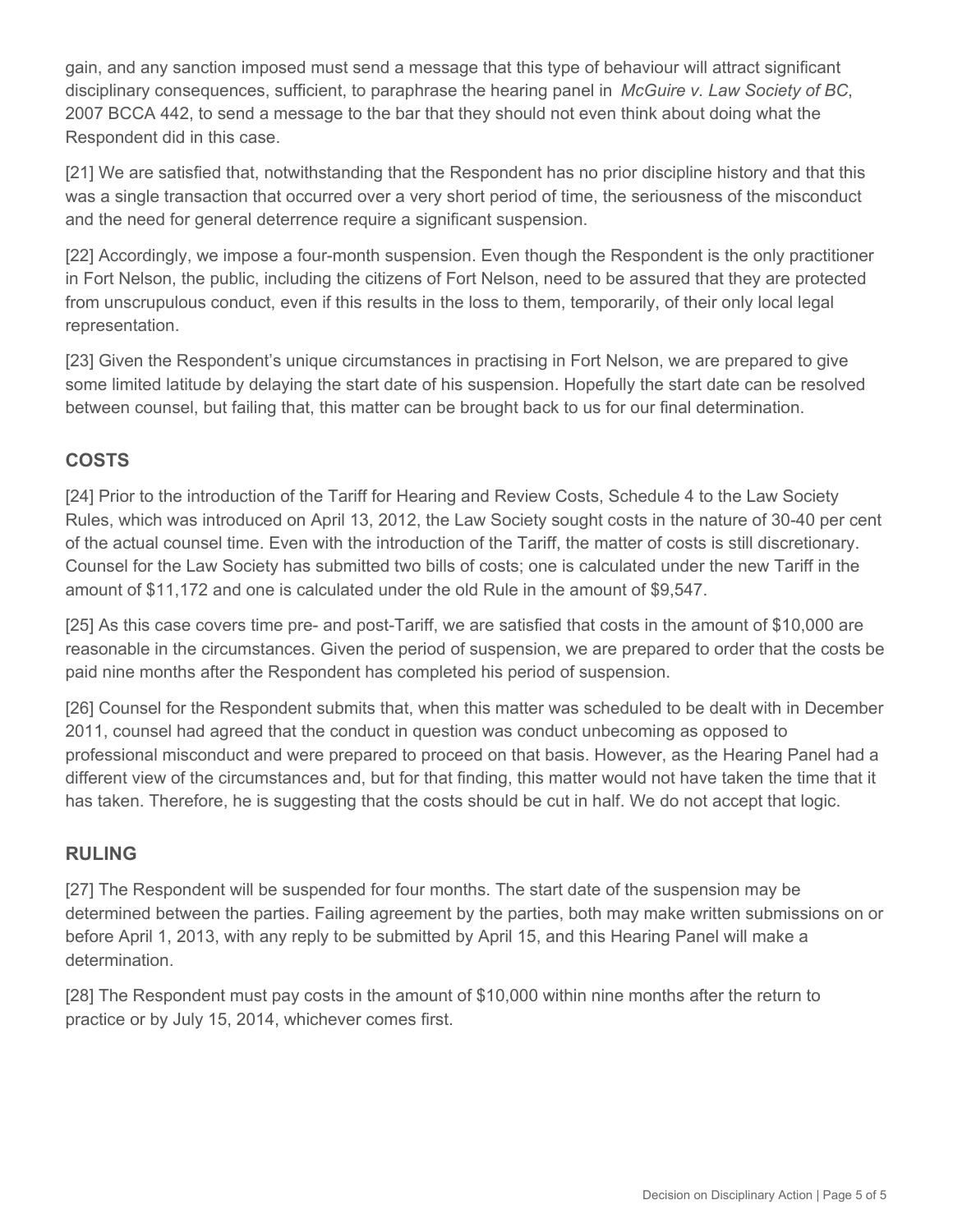gain, and any sanction imposed must send a message that this type of behaviour will attract significant disciplinary consequences, sufficient, to paraphrase the hearing panel in *McGuire v. Law Society of BC*, 2007 BCCA 442, to send a message to the bar that they should not even think about doing what the Respondent did in this case.

[21] We are satisfied that, notwithstanding that the Respondent has no prior discipline history and that this was a single transaction that occurred over a very short period of time, the seriousness of the misconduct and the need for general deterrence require a significant suspension.

[22] Accordingly, we impose a four-month suspension. Even though the Respondent is the only practitioner in Fort Nelson, the public, including the citizens of Fort Nelson, need to be assured that they are protected from unscrupulous conduct, even if this results in the loss to them, temporarily, of their only local legal representation.

[23] Given the Respondent's unique circumstances in practising in Fort Nelson, we are prepared to give some limited latitude by delaying the start date of his suspension. Hopefully the start date can be resolved between counsel, but failing that, this matter can be brought back to us for our final determination.

## COSTS

[24] Prior to the introduction of the Tariff for Hearing and Review Costs, Schedule 4 to the Law Society Rules, which was introduced on April 13, 2012, the Law Society sought costs in the nature of 30-40 per cent of the actual counsel time. Even with the introduction of the Tariff, the matter of costs is still discretionary. Counsel for the Law Society has submitted two bills of costs; one is calculated under the new Tariff in the amount of $11,172 and one is calculated under the old Rule in the amount of $9,547.

[25] As this case covers time pre- and post-Tariff, we are satisfied that costs in the amount of $10,000 are reasonable in the circumstances. Given the period of suspension, we are prepared to order that the costs be paid nine months after the Respondent has completed his period of suspension.

[26] Counsel for the Respondent submits that, when this matter was scheduled to be dealt with in December 2011, counsel had agreed that the conduct in question was conduct unbecoming as opposed to professional misconduct and were prepared to proceed on that basis. However, as the Hearing Panel had a different view of the circumstances and, but for that finding, this matter would not have taken the time that it has taken. Therefore, he is suggesting that the costs should be cut in half. We do not accept that logic.

## RULING

[27] The Respondent will be suspended for four months. The start date of the suspension may be determined between the parties. Failing agreement by the parties, both may make written submissions on or before April 1, 2013, with any reply to be submitted by April 15, and this Hearing Panel will make a determination.

[28] The Respondent must pay costs in the amount of $10,000 within nine months after the return to practice or by July 15, 2014, whichever comes first.